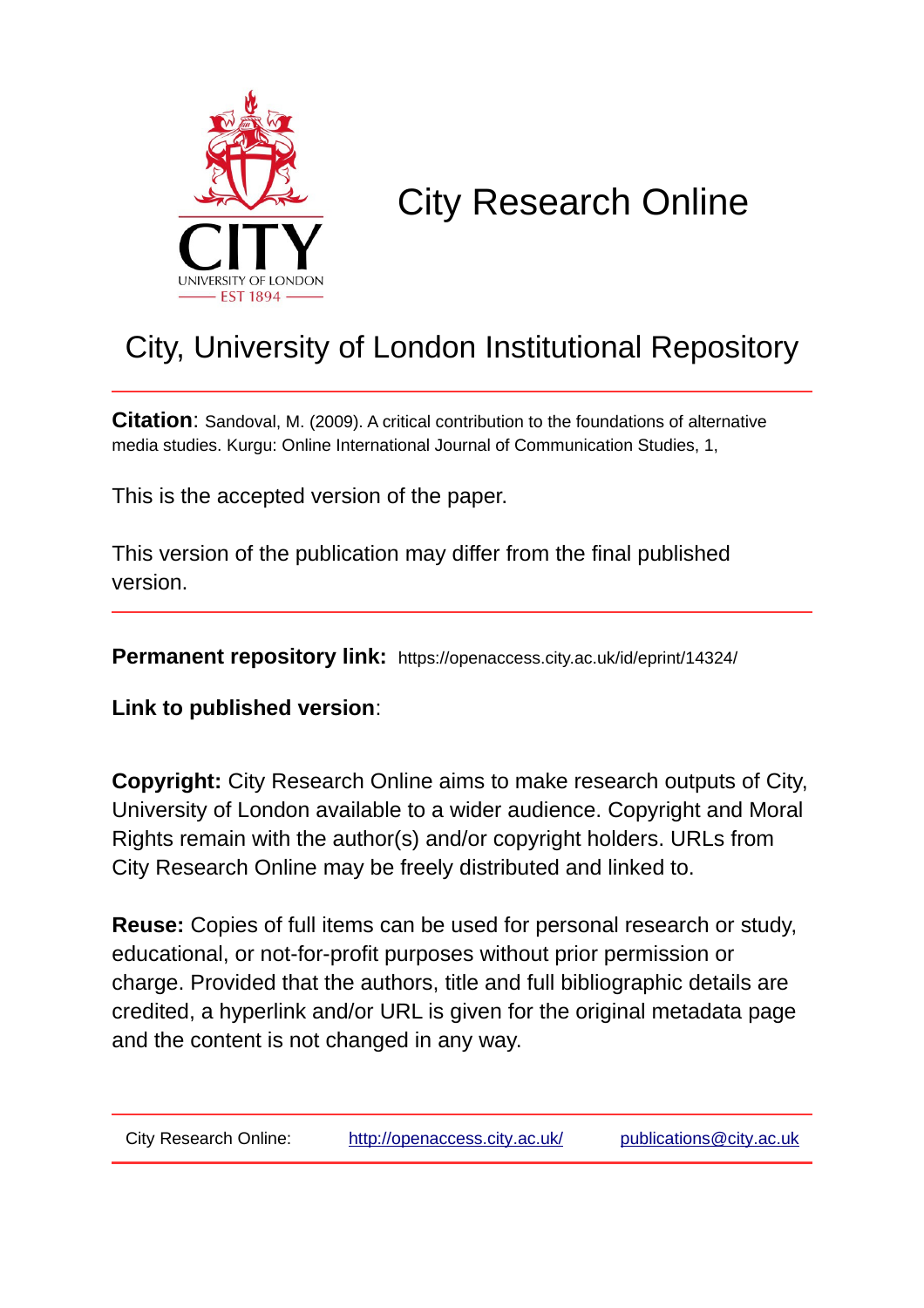# City Research Online

## City, University of London Institutional Repository

**Citation**: Sandoval, M. (2009). A critical contribution to the foundations of alternative media studies. Kurgu: Online International Journal of Communication Studies, 1,

This is the accepted version of the paper.

This version of the publication may differ from the final published version.

**Permanent repository link:** https://openaccess.city.ac.uk/id/eprint/14324/

**Link to published version**:

**Copyright:** City Research Online aims to make research outputs of City, University of London available to a wider audience. Copyright and Moral Rights remain with the author(s) and/or copyright holders. URLs from City Research Online may be freely distributed and linked to.

**Reuse:** Copies of full items can be used for personal research or study, educational, or not-for-profit purposes without prior permission or charge. Provided that the authors, title and full bibliographic details are credited, a hyperlink and/or URL is given for the original metadata page and the content is not changed in any way.

City Research Online: http://openaccess.city.ac.uk/ publications@city.ac.uk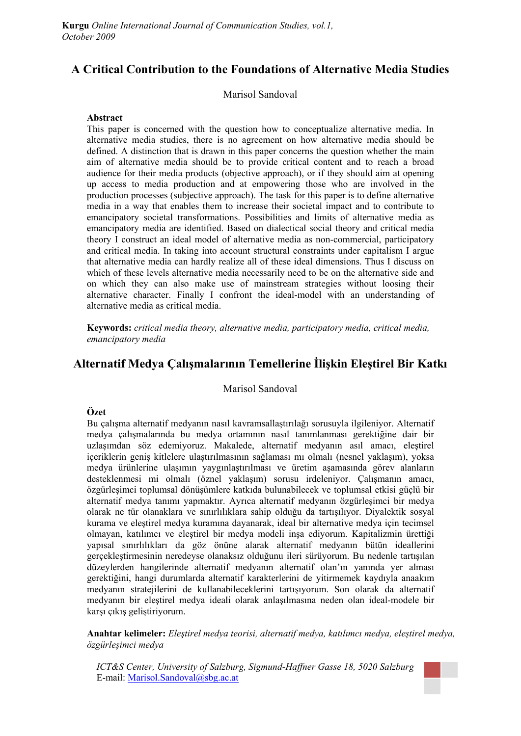# A Critical Contribution to the Foundations of Alternative Media Studies

Marisol Sandoval

**Abstract**

This paper is concerned with the question how to conceptualize alternative media. In alternative media studies, there is no agreement on how alternative media should be defined. A distinction that is drawn in this paper concerns the question whether the main aim of alternative media should be to provide critical content and to reach a broad audience for their media products (objective approach), or if they should aim at opening up access to media production and at empowering those who are involved in the production processes (subjective approach). The task for this paper is to define alternative media in a way that enables them to increase their societal impact and to contribute to emancipatory societal transformations. Possibilities and limits of alternative media as emancipatory media are identified. Based on dialectical social theory and critical media theory I construct an ideal model of alternative media as non-commercial, participatory and critical media. In taking into account structural constraints under capitalism I argue that alternative media can hardly realize all of these ideal dimensions. Thus I discuss on which of these levels alternative media necessarily need to be on the alternative side and on which they can also make use of mainstream strategies without loosing their alternative character. Finally I confront the ideal-model with an understanding of alternative media as critical media.

**Keywords:** *critical media theory, alternative media, participatory media, critical media, emancipatory media*

# Alternatif Medya Çalışmalarının Temellerine İlişkin Eleştirel Bir Katkı

Marisol Sandoval

**Özet**

Bu çalışma alternatif medyanın nasıl kavramsallaştırılağı sorusuyla ilgileniyor. Alternatif medya çalışmalarında bu medya ortamının nasıl tanımlanması gerektiğine dair bir uzlaşımdan söz edemiyoruz. Makalede, alternatif medyanın asıl amacı, eleştirel içeriklerin geniş kitlelere ulaştırılmasının sağlaması mı olmalı (nesnel yaklaşım), yoksa medya ürünlerine ulaşımın yaygınlaştırılması ve üretim aşamasında görev alanların desteklenmesi mi olmalı (öznel yaklaşım) sorusu irdeleniyor. Çalışmanın amacı, özgürleşimci toplumsal dönüşümlere katkıda bulunabilecek ve toplumsal etkisi güçlü bir alternatif medya tanımı yapmaktır. Ayrıca alternatif medyanın özgürleşimci bir medya olarak ne tür olanaklara ve sınırlılıklara sahip olduğu da tartışılıyor. Diyalektik sosyal kurama ve eleştirel medya kuramına dayanarak, ideal bir alternative medya için tecimsel olmayan, katılımcı ve eleştirel bir medya modeli inşa ediyorum. Kapitalizmin ürettiği yapısal sınırlılıkları da göz önüne alarak alternatif medyanın bütün ideallerini gerçekleştirmesinin neredeyse olanaksız olduğunu ileri sürüyorum. Bu nedenle tartışılan düzeylerden hangilerinde alternatif medyanın alternatif olan'ın yanında yer alması gerektiğini, hangi durumlarda alternatif karakterlerini de yitirmemek kaydıyla anaakım medyanın stratejilerini de kullanabileceklerini tartışıyorum. Son olarak da alternatif medyanın bir eleştirel medya ideali olarak anlaşılmasına neden olan ideal-modele bir karşı çıkış geliştiriyorum.

**Anahtar kelimeler:** *Eleştirel medya teorisi, alternatif medya, katılımcı medya, eleştirel medya, özgürleşimci medya*

*ICT&S Center, University of Salzburg, Sigmund-Haffner Gasse 18, 5020 Salzburg*
E-mail: Marisol.Sandoval@sbg.ac.at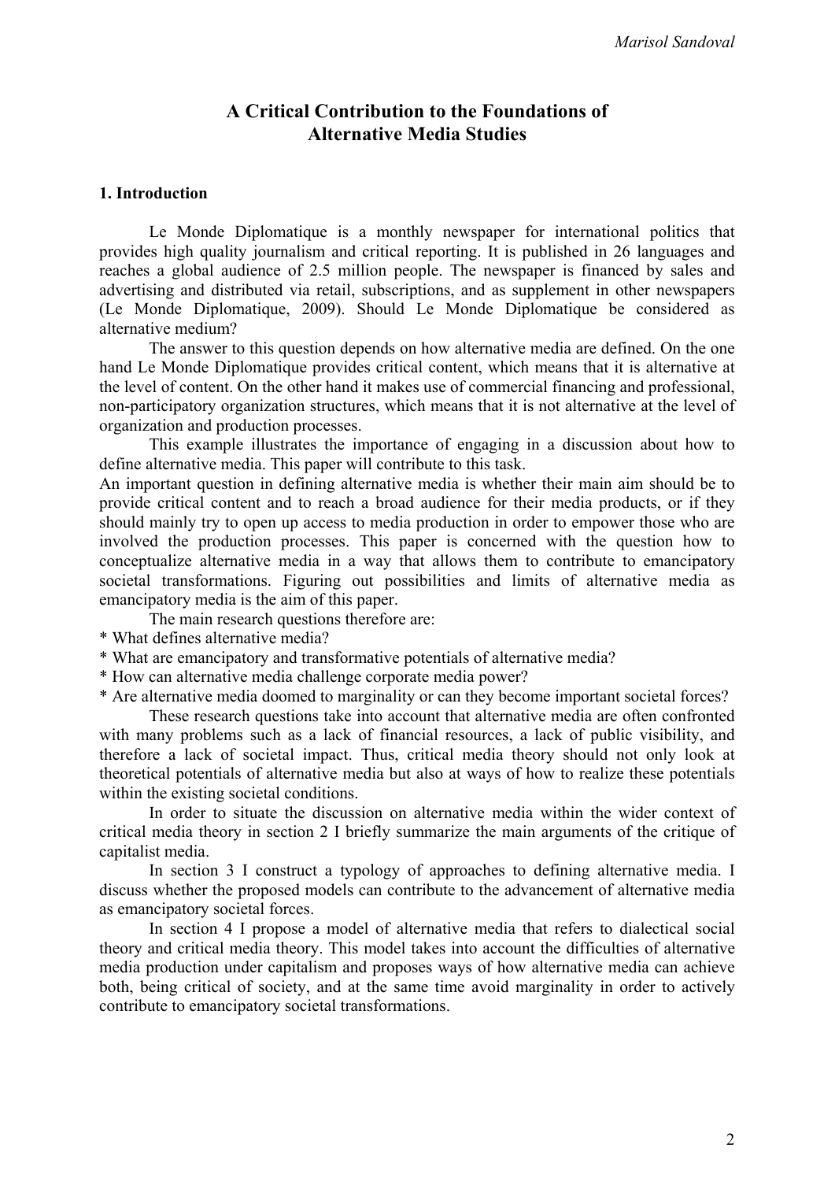# A Critical Contribution to the Foundations of Alternative Media Studies

## 1. Introduction

Le Monde Diplomatique is a monthly newspaper for international politics that provides high quality journalism and critical reporting. It is published in 26 languages and reaches a global audience of 2.5 million people. The newspaper is financed by sales and advertising and distributed via retail, subscriptions, and as supplement in other newspapers (Le Monde Diplomatique, 2009). Should Le Monde Diplomatique be considered as alternative medium?

The answer to this question depends on how alternative media are defined. On the one hand Le Monde Diplomatique provides critical content, which means that it is alternative at the level of content. On the other hand it makes use of commercial financing and professional, non-participatory organization structures, which means that it is not alternative at the level of organization and production processes.

This example illustrates the importance of engaging in a discussion about how to define alternative media. This paper will contribute to this task.

An important question in defining alternative media is whether their main aim should be to provide critical content and to reach a broad audience for their media products, or if they should mainly try to open up access to media production in order to empower those who are involved the production processes. This paper is concerned with the question how to conceptualize alternative media in a way that allows them to contribute to emancipatory societal transformations. Figuring out possibilities and limits of alternative media as emancipatory media is the aim of this paper.

The main research questions therefore are:

* What defines alternative media?
* What are emancipatory and transformative potentials of alternative media?
* How can alternative media challenge corporate media power?
* Are alternative media doomed to marginality or can they become important societal forces?

These research questions take into account that alternative media are often confronted with many problems such as a lack of financial resources, a lack of public visibility, and therefore a lack of societal impact. Thus, critical media theory should not only look at theoretical potentials of alternative media but also at ways of how to realize these potentials within the existing societal conditions.

In order to situate the discussion on alternative media within the wider context of critical media theory in section 2 I briefly summarize the main arguments of the critique of capitalist media.

In section 3 I construct a typology of approaches to defining alternative media. I discuss whether the proposed models can contribute to the advancement of alternative media as emancipatory societal forces.

In section 4 I propose a model of alternative media that refers to dialectical social theory and critical media theory. This model takes into account the difficulties of alternative media production under capitalism and proposes ways of how alternative media can achieve both, being critical of society, and at the same time avoid marginality in order to actively contribute to emancipatory societal transformations.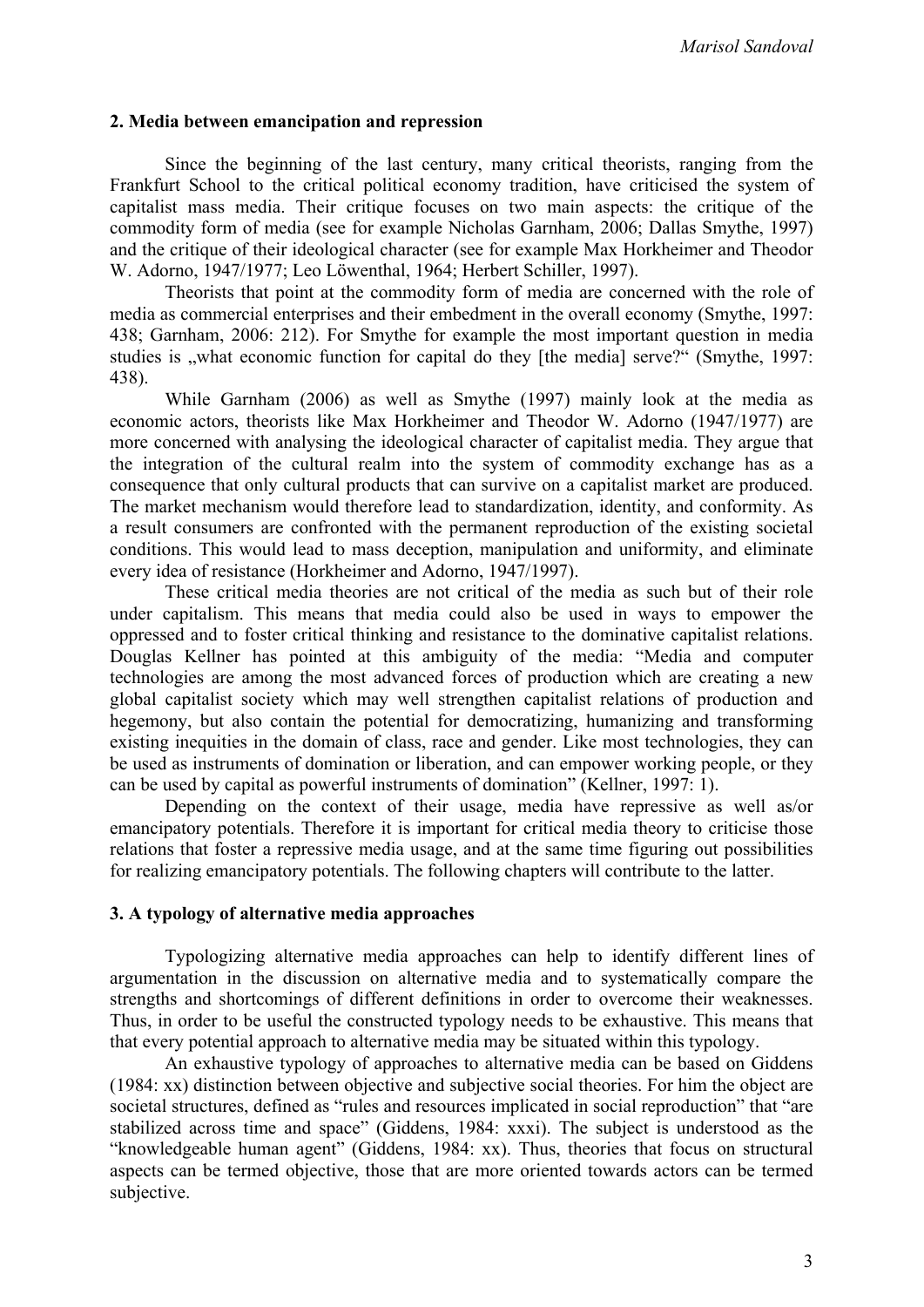## 2. Media between emancipation and repression

Since the beginning of the last century, many critical theorists, ranging from the Frankfurt School to the critical political economy tradition, have criticised the system of capitalist mass media. Their critique focuses on two main aspects: the critique of the commodity form of media (see for example Nicholas Garnham, 2006; Dallas Smythe, 1997) and the critique of their ideological character (see for example Max Horkheimer and Theodor W. Adorno, 1947/1977; Leo Löwenthal, 1964; Herbert Schiller, 1997).

Theorists that point at the commodity form of media are concerned with the role of media as commercial enterprises and their embedment in the overall economy (Smythe, 1997: 438; Garnham, 2006: 212). For Smythe for example the most important question in media studies is „what economic function for capital do they [the media] serve?" (Smythe, 1997: 438).

While Garnham (2006) as well as Smythe (1997) mainly look at the media as economic actors, theorists like Max Horkheimer and Theodor W. Adorno (1947/1977) are more concerned with analysing the ideological character of capitalist media. They argue that the integration of the cultural realm into the system of commodity exchange has as a consequence that only cultural products that can survive on a capitalist market are produced. The market mechanism would therefore lead to standardization, identity, and conformity. As a result consumers are confronted with the permanent reproduction of the existing societal conditions. This would lead to mass deception, manipulation and uniformity, and eliminate every idea of resistance (Horkheimer and Adorno, 1947/1997).

These critical media theories are not critical of the media as such but of their role under capitalism. This means that media could also be used in ways to empower the oppressed and to foster critical thinking and resistance to the dominative capitalist relations. Douglas Kellner has pointed at this ambiguity of the media: "Media and computer technologies are among the most advanced forces of production which are creating a new global capitalist society which may well strengthen capitalist relations of production and hegemony, but also contain the potential for democratizing, humanizing and transforming existing inequities in the domain of class, race and gender. Like most technologies, they can be used as instruments of domination or liberation, and can empower working people, or they can be used by capital as powerful instruments of domination" (Kellner, 1997: 1).

Depending on the context of their usage, media have repressive as well as/or emancipatory potentials. Therefore it is important for critical media theory to criticise those relations that foster a repressive media usage, and at the same time figuring out possibilities for realizing emancipatory potentials. The following chapters will contribute to the latter.

## 3. A typology of alternative media approaches

Typologizing alternative media approaches can help to identify different lines of argumentation in the discussion on alternative media and to systematically compare the strengths and shortcomings of different definitions in order to overcome their weaknesses. Thus, in order to be useful the constructed typology needs to be exhaustive. This means that that every potential approach to alternative media may be situated within this typology.

An exhaustive typology of approaches to alternative media can be based on Giddens (1984: xx) distinction between objective and subjective social theories. For him the object are societal structures, defined as "rules and resources implicated in social reproduction" that "are stabilized across time and space" (Giddens, 1984: xxxi). The subject is understood as the "knowledgeable human agent" (Giddens, 1984: xx). Thus, theories that focus on structural aspects can be termed objective, those that are more oriented towards actors can be termed subjective.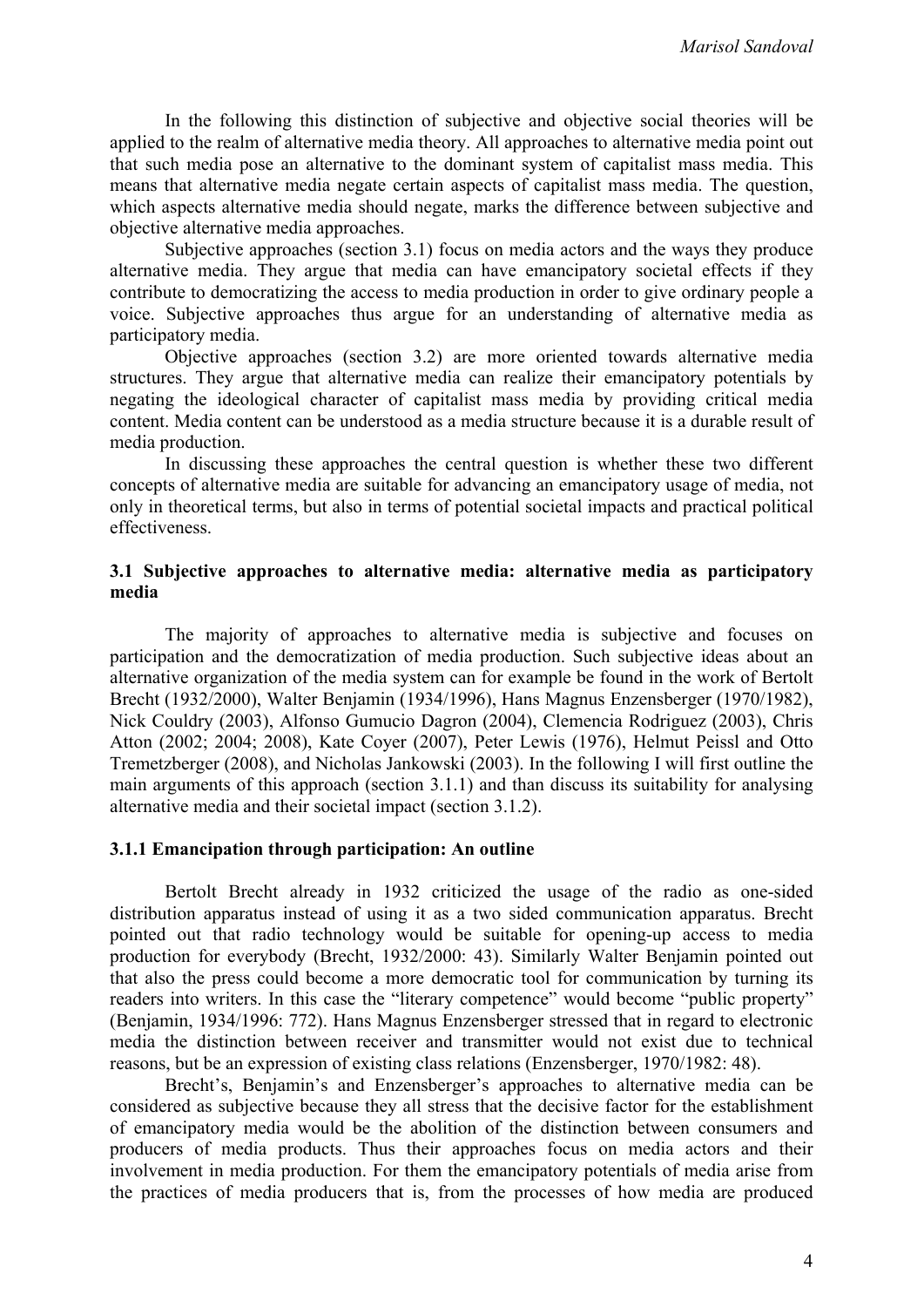In the following this distinction of subjective and objective social theories will be applied to the realm of alternative media theory. All approaches to alternative media point out that such media pose an alternative to the dominant system of capitalist mass media. This means that alternative media negate certain aspects of capitalist mass media. The question, which aspects alternative media should negate, marks the difference between subjective and objective alternative media approaches.

Subjective approaches (section 3.1) focus on media actors and the ways they produce alternative media. They argue that media can have emancipatory societal effects if they contribute to democratizing the access to media production in order to give ordinary people a voice. Subjective approaches thus argue for an understanding of alternative media as participatory media.

Objective approaches (section 3.2) are more oriented towards alternative media structures. They argue that alternative media can realize their emancipatory potentials by negating the ideological character of capitalist mass media by providing critical media content. Media content can be understood as a media structure because it is a durable result of media production.

In discussing these approaches the central question is whether these two different concepts of alternative media are suitable for advancing an emancipatory usage of media, not only in theoretical terms, but also in terms of potential societal impacts and practical political effectiveness.

### 3.1 Subjective approaches to alternative media: alternative media as participatory media

The majority of approaches to alternative media is subjective and focuses on participation and the democratization of media production. Such subjective ideas about an alternative organization of the media system can for example be found in the work of Bertolt Brecht (1932/2000), Walter Benjamin (1934/1996), Hans Magnus Enzensberger (1970/1982), Nick Couldry (2003), Alfonso Gumucio Dagron (2004), Clemencia Rodriguez (2003), Chris Atton (2002; 2004; 2008), Kate Coyer (2007), Peter Lewis (1976), Helmut Peissl and Otto Tremetzberger (2008), and Nicholas Jankowski (2003). In the following I will first outline the main arguments of this approach (section 3.1.1) and than discuss its suitability for analysing alternative media and their societal impact (section 3.1.2).

#### 3.1.1 Emancipation through participation: An outline

Bertolt Brecht already in 1932 criticized the usage of the radio as one-sided distribution apparatus instead of using it as a two sided communication apparatus. Brecht pointed out that radio technology would be suitable for opening-up access to media production for everybody (Brecht, 1932/2000: 43). Similarly Walter Benjamin pointed out that also the press could become a more democratic tool for communication by turning its readers into writers. In this case the "literary competence" would become "public property" (Benjamin, 1934/1996: 772). Hans Magnus Enzensberger stressed that in regard to electronic media the distinction between receiver and transmitter would not exist due to technical reasons, but be an expression of existing class relations (Enzensberger, 1970/1982: 48).

Brecht's, Benjamin's and Enzensberger's approaches to alternative media can be considered as subjective because they all stress that the decisive factor for the establishment of emancipatory media would be the abolition of the distinction between consumers and producers of media products. Thus their approaches focus on media actors and their involvement in media production. For them the emancipatory potentials of media arise from the practices of media producers that is, from the processes of how media are produced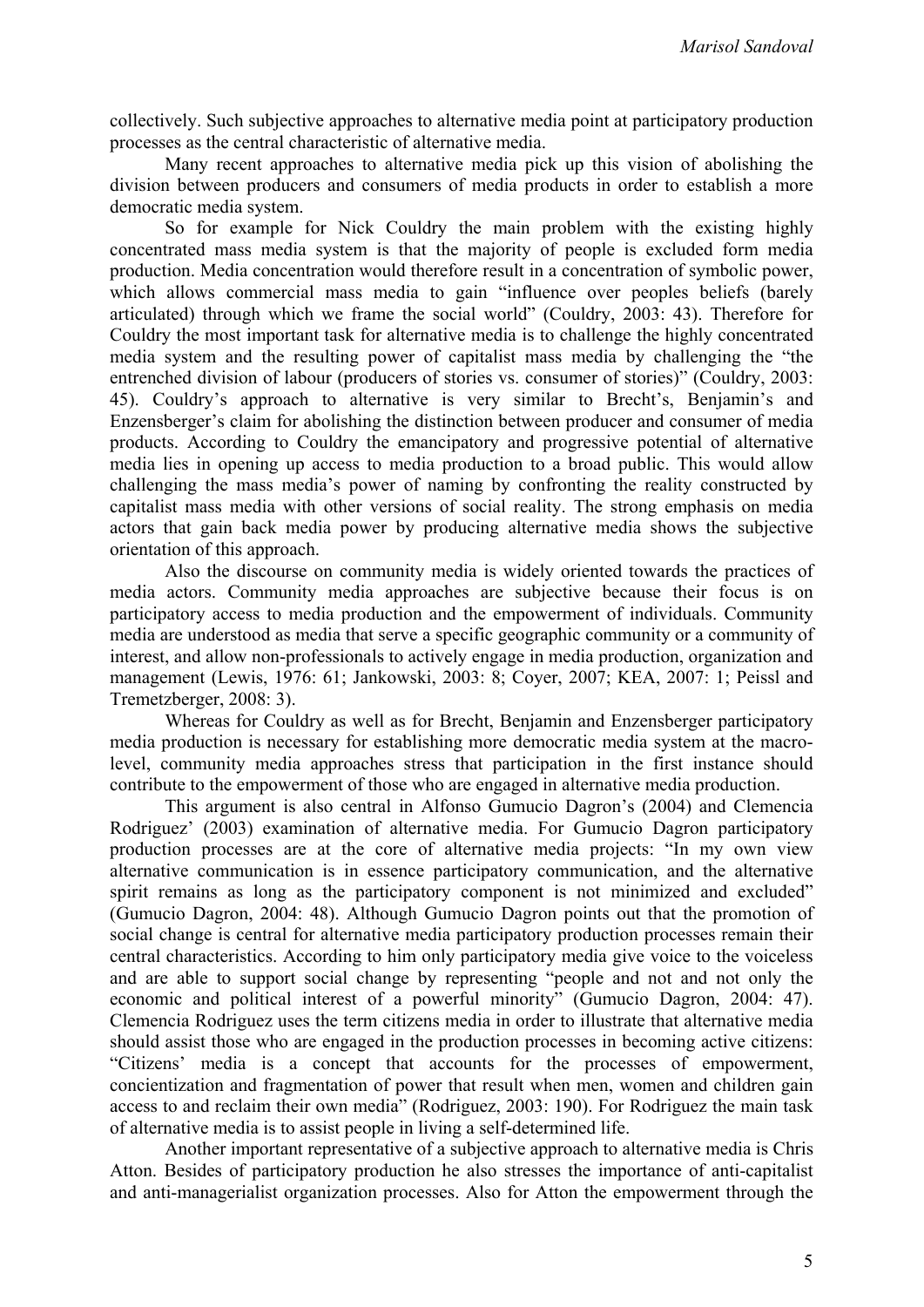collectively. Such subjective approaches to alternative media point at participatory production processes as the central characteristic of alternative media.

Many recent approaches to alternative media pick up this vision of abolishing the division between producers and consumers of media products in order to establish a more democratic media system.

So for example for Nick Couldry the main problem with the existing highly concentrated mass media system is that the majority of people is excluded form media production. Media concentration would therefore result in a concentration of symbolic power, which allows commercial mass media to gain "influence over peoples beliefs (barely articulated) through which we frame the social world" (Couldry, 2003: 43). Therefore for Couldry the most important task for alternative media is to challenge the highly concentrated media system and the resulting power of capitalist mass media by challenging the "the entrenched division of labour (producers of stories vs. consumer of stories)" (Couldry, 2003: 45). Couldry's approach to alternative is very similar to Brecht's, Benjamin's and Enzensberger's claim for abolishing the distinction between producer and consumer of media products. According to Couldry the emancipatory and progressive potential of alternative media lies in opening up access to media production to a broad public. This would allow challenging the mass media's power of naming by confronting the reality constructed by capitalist mass media with other versions of social reality. The strong emphasis on media actors that gain back media power by producing alternative media shows the subjective orientation of this approach.

Also the discourse on community media is widely oriented towards the practices of media actors. Community media approaches are subjective because their focus is on participatory access to media production and the empowerment of individuals. Community media are understood as media that serve a specific geographic community or a community of interest, and allow non-professionals to actively engage in media production, organization and management (Lewis, 1976: 61; Jankowski, 2003: 8; Coyer, 2007; KEA, 2007: 1; Peissl and Tremetzberger, 2008: 3).

Whereas for Couldry as well as for Brecht, Benjamin and Enzensberger participatory media production is necessary for establishing more democratic media system at the macro-level, community media approaches stress that participation in the first instance should contribute to the empowerment of those who are engaged in alternative media production.

This argument is also central in Alfonso Gumucio Dagron's (2004) and Clemencia Rodriguez' (2003) examination of alternative media. For Gumucio Dagron participatory production processes are at the core of alternative media projects: "In my own view alternative communication is in essence participatory communication, and the alternative spirit remains as long as the participatory component is not minimized and excluded" (Gumucio Dagron, 2004: 48). Although Gumucio Dagron points out that the promotion of social change is central for alternative media participatory production processes remain their central characteristics. According to him only participatory media give voice to the voiceless and are able to support social change by representing "people and not and not only the economic and political interest of a powerful minority" (Gumucio Dagron, 2004: 47). Clemencia Rodriguez uses the term citizens media in order to illustrate that alternative media should assist those who are engaged in the production processes in becoming active citizens: "Citizens' media is a concept that accounts for the processes of empowerment, concientization and fragmentation of power that result when men, women and children gain access to and reclaim their own media" (Rodriguez, 2003: 190). For Rodriguez the main task of alternative media is to assist people in living a self-determined life.

Another important representative of a subjective approach to alternative media is Chris Atton. Besides of participatory production he also stresses the importance of anti-capitalist and anti-managerialist organization processes. Also for Atton the empowerment through the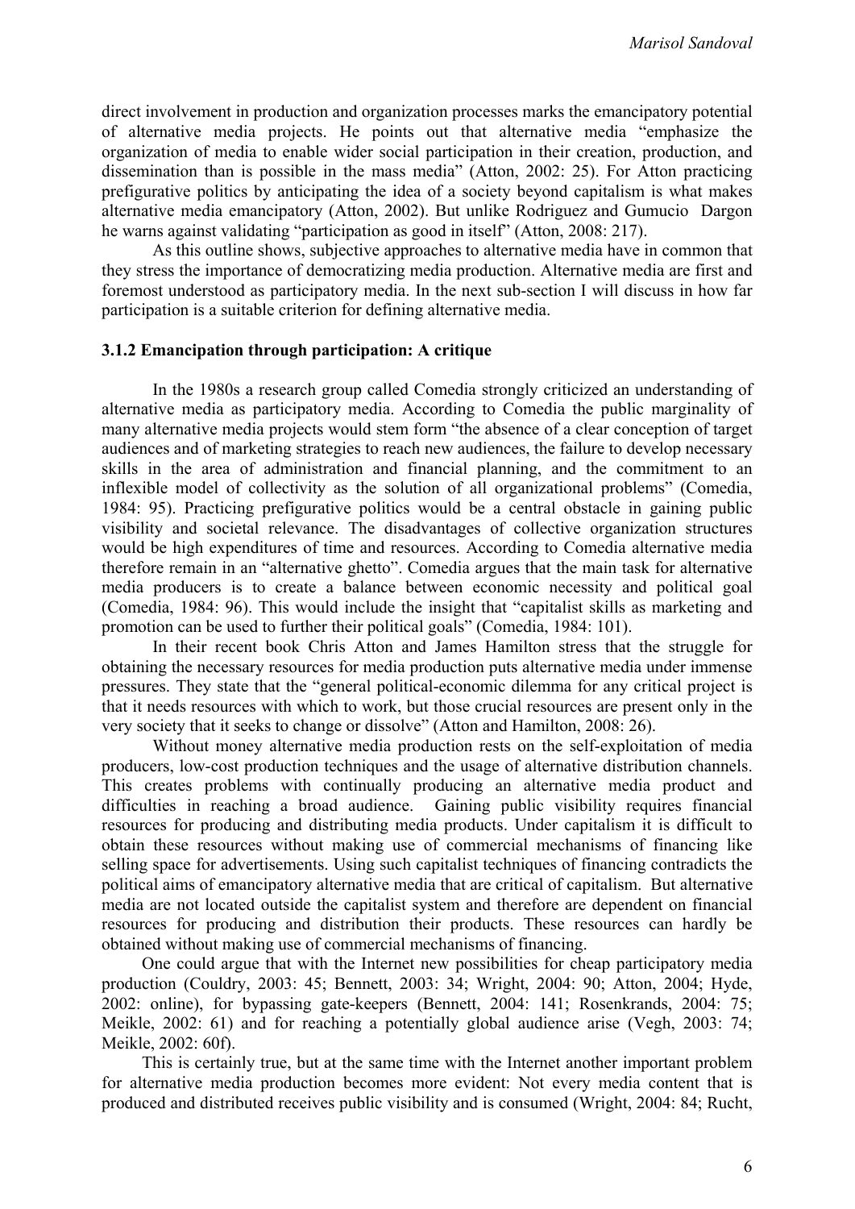direct involvement in production and organization processes marks the emancipatory potential of alternative media projects. He points out that alternative media "emphasize the organization of media to enable wider social participation in their creation, production, and dissemination than is possible in the mass media" (Atton, 2002: 25). For Atton practicing prefigurative politics by anticipating the idea of a society beyond capitalism is what makes alternative media emancipatory (Atton, 2002). But unlike Rodriguez and Gumucio Dargon he warns against validating "participation as good in itself" (Atton, 2008: 217).

As this outline shows, subjective approaches to alternative media have in common that they stress the importance of democratizing media production. Alternative media are first and foremost understood as participatory media. In the next sub-section I will discuss in how far participation is a suitable criterion for defining alternative media.

### 3.1.2 Emancipation through participation: A critique

In the 1980s a research group called Comedia strongly criticized an understanding of alternative media as participatory media. According to Comedia the public marginality of many alternative media projects would stem form "the absence of a clear conception of target audiences and of marketing strategies to reach new audiences, the failure to develop necessary skills in the area of administration and financial planning, and the commitment to an inflexible model of collectivity as the solution of all organizational problems" (Comedia, 1984: 95). Practicing prefigurative politics would be a central obstacle in gaining public visibility and societal relevance. The disadvantages of collective organization structures would be high expenditures of time and resources. According to Comedia alternative media therefore remain in an "alternative ghetto". Comedia argues that the main task for alternative media producers is to create a balance between economic necessity and political goal (Comedia, 1984: 96). This would include the insight that "capitalist skills as marketing and promotion can be used to further their political goals" (Comedia, 1984: 101).

In their recent book Chris Atton and James Hamilton stress that the struggle for obtaining the necessary resources for media production puts alternative media under immense pressures. They state that the "general political-economic dilemma for any critical project is that it needs resources with which to work, but those crucial resources are present only in the very society that it seeks to change or dissolve" (Atton and Hamilton, 2008: 26).

Without money alternative media production rests on the self-exploitation of media producers, low-cost production techniques and the usage of alternative distribution channels. This creates problems with continually producing an alternative media product and difficulties in reaching a broad audience. Gaining public visibility requires financial resources for producing and distributing media products. Under capitalism it is difficult to obtain these resources without making use of commercial mechanisms of financing like selling space for advertisements. Using such capitalist techniques of financing contradicts the political aims of emancipatory alternative media that are critical of capitalism. But alternative media are not located outside the capitalist system and therefore are dependent on financial resources for producing and distribution their products. These resources can hardly be obtained without making use of commercial mechanisms of financing.

One could argue that with the Internet new possibilities for cheap participatory media production (Couldry, 2003: 45; Bennett, 2003: 34; Wright, 2004: 90; Atton, 2004; Hyde, 2002: online), for bypassing gate-keepers (Bennett, 2004: 141; Rosenkrands, 2004: 75; Meikle, 2002: 61) and for reaching a potentially global audience arise (Vegh, 2003: 74; Meikle, 2002: 60f).

This is certainly true, but at the same time with the Internet another important problem for alternative media production becomes more evident: Not every media content that is produced and distributed receives public visibility and is consumed (Wright, 2004: 84; Rucht,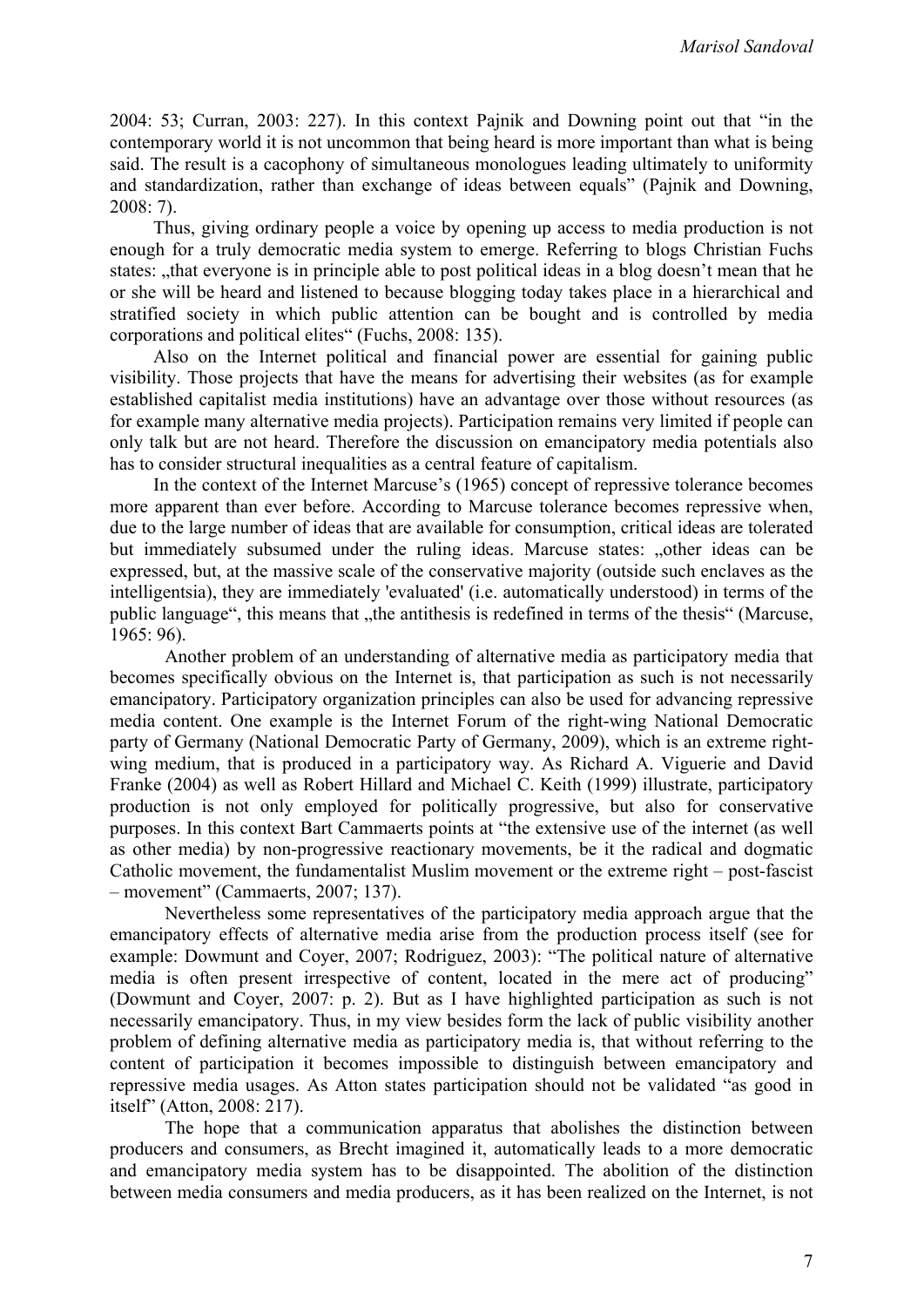2004: 53; Curran, 2003: 227). In this context Pajnik and Downing point out that "in the contemporary world it is not uncommon that being heard is more important than what is being said. The result is a cacophony of simultaneous monologues leading ultimately to uniformity and standardization, rather than exchange of ideas between equals" (Pajnik and Downing, 2008: 7).

Thus, giving ordinary people a voice by opening up access to media production is not enough for a truly democratic media system to emerge. Referring to blogs Christian Fuchs states: „that everyone is in principle able to post political ideas in a blog doesn't mean that he or she will be heard and listened to because blogging today takes place in a hierarchical and stratified society in which public attention can be bought and is controlled by media corporations and political elites" (Fuchs, 2008: 135).

Also on the Internet political and financial power are essential for gaining public visibility. Those projects that have the means for advertising their websites (as for example established capitalist media institutions) have an advantage over those without resources (as for example many alternative media projects). Participation remains very limited if people can only talk but are not heard. Therefore the discussion on emancipatory media potentials also has to consider structural inequalities as a central feature of capitalism.

In the context of the Internet Marcuse's (1965) concept of repressive tolerance becomes more apparent than ever before. According to Marcuse tolerance becomes repressive when, due to the large number of ideas that are available for consumption, critical ideas are tolerated but immediately subsumed under the ruling ideas. Marcuse states: „other ideas can be expressed, but, at the massive scale of the conservative majority (outside such enclaves as the intelligentsia), they are immediately 'evaluated' (i.e. automatically understood) in terms of the public language", this means that „the antithesis is redefined in terms of the thesis" (Marcuse, 1965: 96).

Another problem of an understanding of alternative media as participatory media that becomes specifically obvious on the Internet is, that participation as such is not necessarily emancipatory. Participatory organization principles can also be used for advancing repressive media content. One example is the Internet Forum of the right-wing National Democratic party of Germany (National Democratic Party of Germany, 2009), which is an extreme right-wing medium, that is produced in a participatory way. As Richard A. Viguerie and David Franke (2004) as well as Robert Hillard and Michael C. Keith (1999) illustrate, participatory production is not only employed for politically progressive, but also for conservative purposes. In this context Bart Cammaerts points at "the extensive use of the internet (as well as other media) by non-progressive reactionary movements, be it the radical and dogmatic Catholic movement, the fundamentalist Muslim movement or the extreme right – post-fascist – movement" (Cammaerts, 2007; 137).

Nevertheless some representatives of the participatory media approach argue that the emancipatory effects of alternative media arise from the production process itself (see for example: Dowmunt and Coyer, 2007; Rodriguez, 2003): "The political nature of alternative media is often present irrespective of content, located in the mere act of producing" (Dowmunt and Coyer, 2007: p. 2). But as I have highlighted participation as such is not necessarily emancipatory. Thus, in my view besides form the lack of public visibility another problem of defining alternative media as participatory media is, that without referring to the content of participation it becomes impossible to distinguish between emancipatory and repressive media usages. As Atton states participation should not be validated "as good in itself" (Atton, 2008: 217).

The hope that a communication apparatus that abolishes the distinction between producers and consumers, as Brecht imagined it, automatically leads to a more democratic and emancipatory media system has to be disappointed. The abolition of the distinction between media consumers and media producers, as it has been realized on the Internet, is not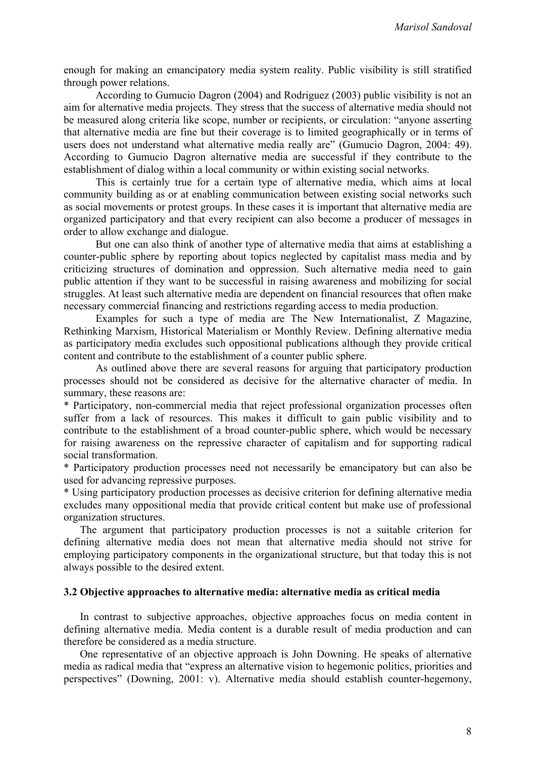enough for making an emancipatory media system reality. Public visibility is still stratified through power relations.

According to Gumucio Dagron (2004) and Rodriguez (2003) public visibility is not an aim for alternative media projects. They stress that the success of alternative media should not be measured along criteria like scope, number or recipients, or circulation: "anyone asserting that alternative media are fine but their coverage is to limited geographically or in terms of users does not understand what alternative media really are" (Gumucio Dagron, 2004: 49). According to Gumucio Dagron alternative media are successful if they contribute to the establishment of dialog within a local community or within existing social networks.

This is certainly true for a certain type of alternative media, which aims at local community building as or at enabling communication between existing social networks such as social movements or protest groups. In these cases it is important that alternative media are organized participatory and that every recipient can also become a producer of messages in order to allow exchange and dialogue.

But one can also think of another type of alternative media that aims at establishing a counter-public sphere by reporting about topics neglected by capitalist mass media and by criticizing structures of domination and oppression. Such alternative media need to gain public attention if they want to be successful in raising awareness and mobilizing for social struggles. At least such alternative media are dependent on financial resources that often make necessary commercial financing and restrictions regarding access to media production.

Examples for such a type of media are The New Internationalist, Z Magazine, Rethinking Marxism, Historical Materialism or Monthly Review. Defining alternative media as participatory media excludes such oppositional publications although they provide critical content and contribute to the establishment of a counter public sphere.

As outlined above there are several reasons for arguing that participatory production processes should not be considered as decisive for the alternative character of media. In summary, these reasons are:

* Participatory, non-commercial media that reject professional organization processes often suffer from a lack of resources. This makes it difficult to gain public visibility and to contribute to the establishment of a broad counter-public sphere, which would be necessary for raising awareness on the repressive character of capitalism and for supporting radical social transformation.
* Participatory production processes need not necessarily be emancipatory but can also be used for advancing repressive purposes.
* Using participatory production processes as decisive criterion for defining alternative media excludes many oppositional media that provide critical content but make use of professional organization structures.

The argument that participatory production processes is not a suitable criterion for defining alternative media does not mean that alternative media should not strive for employing participatory components in the organizational structure, but that today this is not always possible to the desired extent.

### 3.2 Objective approaches to alternative media: alternative media as critical media

In contrast to subjective approaches, objective approaches focus on media content in defining alternative media. Media content is a durable result of media production and can therefore be considered as a media structure.

One representative of an objective approach is John Downing. He speaks of alternative media as radical media that "express an alternative vision to hegemonic politics, priorities and perspectives" (Downing, 2001: v). Alternative media should establish counter-hegemony,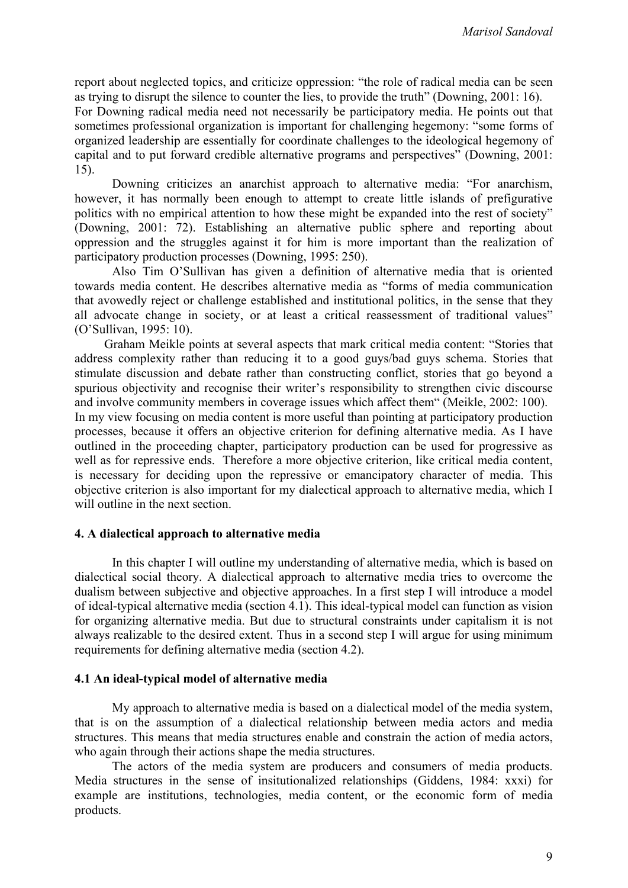report about neglected topics, and criticize oppression: "the role of radical media can be seen as trying to disrupt the silence to counter the lies, to provide the truth" (Downing, 2001: 16). For Downing radical media need not necessarily be participatory media. He points out that sometimes professional organization is important for challenging hegemony: "some forms of organized leadership are essentially for coordinate challenges to the ideological hegemony of capital and to put forward credible alternative programs and perspectives" (Downing, 2001: 15).

Downing criticizes an anarchist approach to alternative media: "For anarchism, however, it has normally been enough to attempt to create little islands of prefigurative politics with no empirical attention to how these might be expanded into the rest of society" (Downing, 2001: 72). Establishing an alternative public sphere and reporting about oppression and the struggles against it for him is more important than the realization of participatory production processes (Downing, 1995: 250).

Also Tim O'Sullivan has given a definition of alternative media that is oriented towards media content. He describes alternative media as "forms of media communication that avowedly reject or challenge established and institutional politics, in the sense that they all advocate change in society, or at least a critical reassessment of traditional values" (O'Sullivan, 1995: 10).

Graham Meikle points at several aspects that mark critical media content: "Stories that address complexity rather than reducing it to a good guys/bad guys schema. Stories that stimulate discussion and debate rather than constructing conflict, stories that go beyond a spurious objectivity and recognise their writer's responsibility to strengthen civic discourse and involve community members in coverage issues which affect them" (Meikle, 2002: 100). In my view focusing on media content is more useful than pointing at participatory production processes, because it offers an objective criterion for defining alternative media. As I have outlined in the proceeding chapter, participatory production can be used for progressive as well as for repressive ends. Therefore a more objective criterion, like critical media content, is necessary for deciding upon the repressive or emancipatory character of media. This objective criterion is also important for my dialectical approach to alternative media, which I will outline in the next section.

## 4. A dialectical approach to alternative media

In this chapter I will outline my understanding of alternative media, which is based on dialectical social theory. A dialectical approach to alternative media tries to overcome the dualism between subjective and objective approaches. In a first step I will introduce a model of ideal-typical alternative media (section 4.1). This ideal-typical model can function as vision for organizing alternative media. But due to structural constraints under capitalism it is not always realizable to the desired extent. Thus in a second step I will argue for using minimum requirements for defining alternative media (section 4.2).

### 4.1 An ideal-typical model of alternative media

My approach to alternative media is based on a dialectical model of the media system, that is on the assumption of a dialectical relationship between media actors and media structures. This means that media structures enable and constrain the action of media actors, who again through their actions shape the media structures.

The actors of the media system are producers and consumers of media products. Media structures in the sense of insitutionalized relationships (Giddens, 1984: xxxi) for example are institutions, technologies, media content, or the economic form of media products.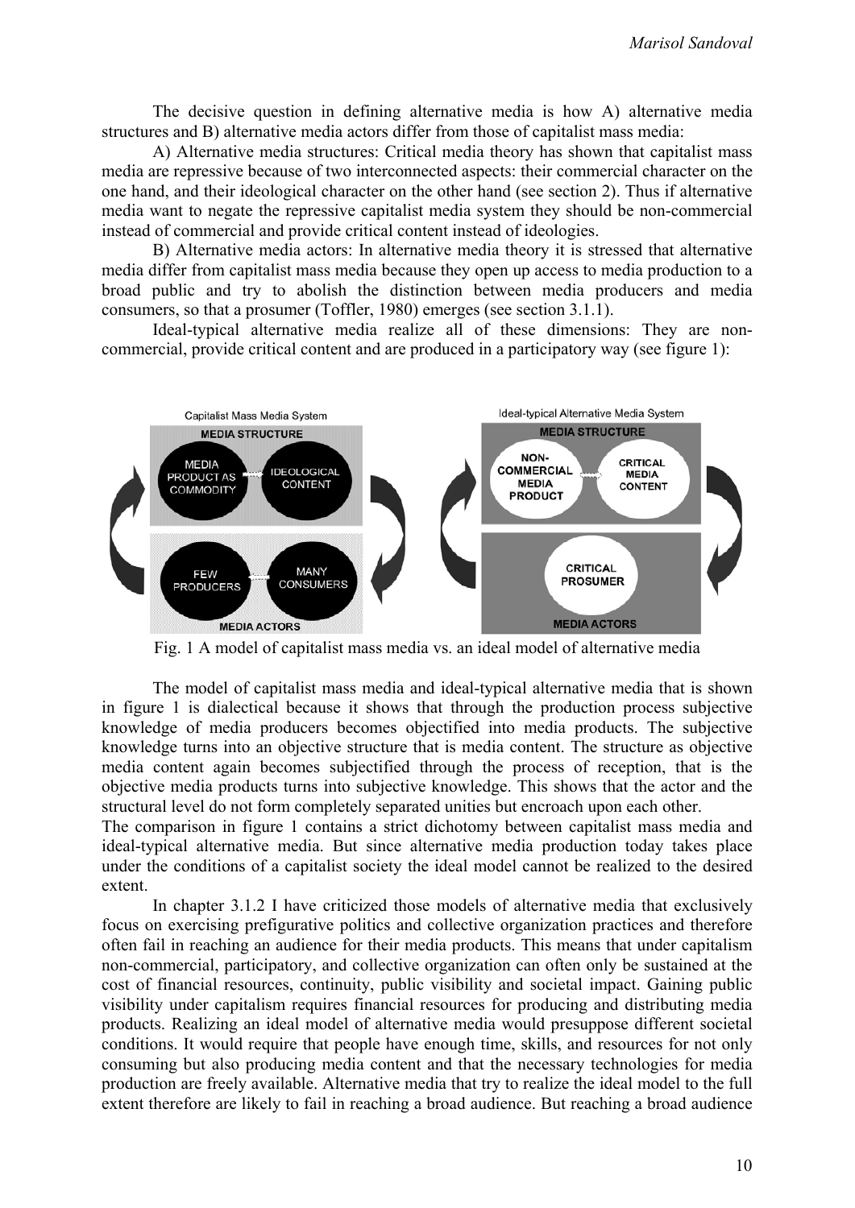The decisive question in defining alternative media is how A) alternative media structures and B) alternative media actors differ from those of capitalist mass media:

A) Alternative media structures: Critical media theory has shown that capitalist mass media are repressive because of two interconnected aspects: their commercial character on the one hand, and their ideological character on the other hand (see section 2). Thus if alternative media want to negate the repressive capitalist media system they should be non-commercial instead of commercial and provide critical content instead of ideologies.

B) Alternative media actors: In alternative media theory it is stressed that alternative media differ from capitalist mass media because they open up access to media production to a broad public and try to abolish the distinction between media producers and media consumers, so that a prosumer (Toffler, 1980) emerges (see section 3.1.1).

Ideal-typical alternative media realize all of these dimensions: They are non-commercial, provide critical content and are produced in a participatory way (see figure 1):

Fig. 1 A model of capitalist mass media vs. an ideal model of alternative media

The model of capitalist mass media and ideal-typical alternative media that is shown in figure 1 is dialectical because it shows that through the production process subjective knowledge of media producers becomes objectified into media products. The subjective knowledge turns into an objective structure that is media content. The structure as objective media content again becomes subjectified through the process of reception, that is the objective media products turns into subjective knowledge. This shows that the actor and the structural level do not form completely separated unities but encroach upon each other.

The comparison in figure 1 contains a strict dichotomy between capitalist mass media and ideal-typical alternative media. But since alternative media production today takes place under the conditions of a capitalist society the ideal model cannot be realized to the desired extent.

In chapter 3.1.2 I have criticized those models of alternative media that exclusively focus on exercising prefigurative politics and collective organization practices and therefore often fail in reaching an audience for their media products. This means that under capitalism non-commercial, participatory, and collective organization can often only be sustained at the cost of financial resources, continuity, public visibility and societal impact. Gaining public visibility under capitalism requires financial resources for producing and distributing media products. Realizing an ideal model of alternative media would presuppose different societal conditions. It would require that people have enough time, skills, and resources for not only consuming but also producing media content and that the necessary technologies for media production are freely available. Alternative media that try to realize the ideal model to the full extent therefore are likely to fail in reaching a broad audience. But reaching a broad audience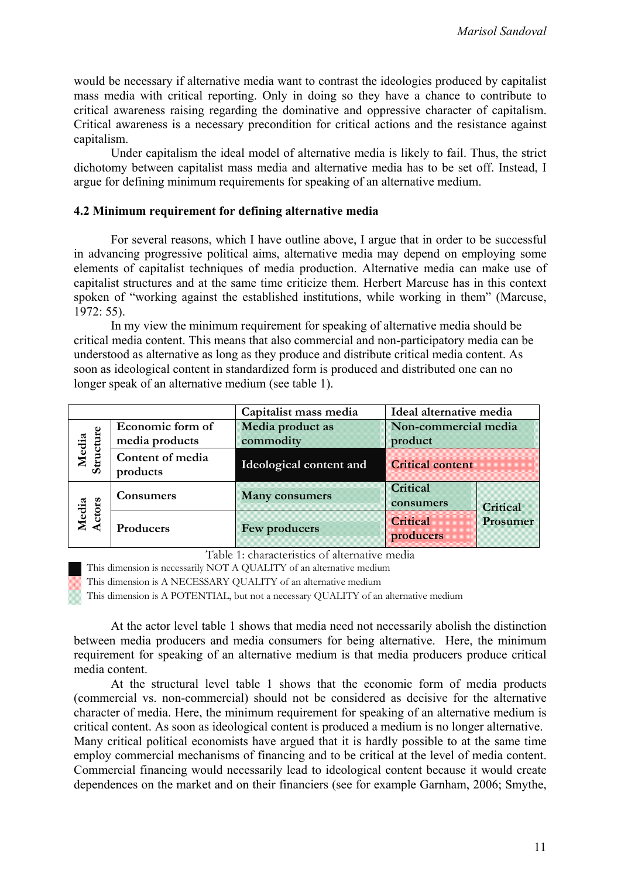would be necessary if alternative media want to contrast the ideologies produced by capitalist mass media with critical reporting. Only in doing so they have a chance to contribute to critical awareness raising regarding the dominative and oppressive character of capitalism. Critical awareness is a necessary precondition for critical actions and the resistance against capitalism.

Under capitalism the ideal model of alternative media is likely to fail. Thus, the strict dichotomy between capitalist mass media and alternative media has to be set off. Instead, I argue for defining minimum requirements for speaking of an alternative medium.

### 4.2 Minimum requirement for defining alternative media

For several reasons, which I have outline above, I argue that in order to be successful in advancing progressive political aims, alternative media may depend on employing some elements of capitalist techniques of media production. Alternative media can make use of capitalist structures and at the same time criticize them. Herbert Marcuse has in this context spoken of "working against the established institutions, while working in them" (Marcuse, 1972: 55).

In my view the minimum requirement for speaking of alternative media should be critical media content. This means that also commercial and non-participatory media can be understood as alternative as long as they produce and distribute critical media content. As soon as ideological content in standardized form is produced and distributed one can no longer speak of an alternative medium (see table 1).

| | | Capitalist mass media | Ideal alternative media | |
|---|---|---|---|---|
| Media Structure | Economic form of media products | Media product as commodity | Non-commercial media product | |
| | Content of media products | Ideological content and | Critical content | |
| Media Actors | Consumers | Many consumers | Critical consumers | Critical Prosumer |
| | Producers | Few producers | Critical producers | |

Table 1: characteristics of alternative media

- This dimension is necessarily NOT A QUALITY of an alternative medium
- This dimension is A NECESSARY QUALITY of an alternative medium
- This dimension is A POTENTIAL, but not a necessary QUALITY of an alternative medium

At the actor level table 1 shows that media need not necessarily abolish the distinction between media producers and media consumers for being alternative. Here, the minimum requirement for speaking of an alternative medium is that media producers produce critical media content.

At the structural level table 1 shows that the economic form of media products (commercial vs. non-commercial) should not be considered as decisive for the alternative character of media. Here, the minimum requirement for speaking of an alternative medium is critical content. As soon as ideological content is produced a medium is no longer alternative. Many critical political economists have argued that it is hardly possible to at the same time employ commercial mechanisms of financing and to be critical at the level of media content. Commercial financing would necessarily lead to ideological content because it would create dependences on the market and on their financiers (see for example Garnham, 2006; Smythe,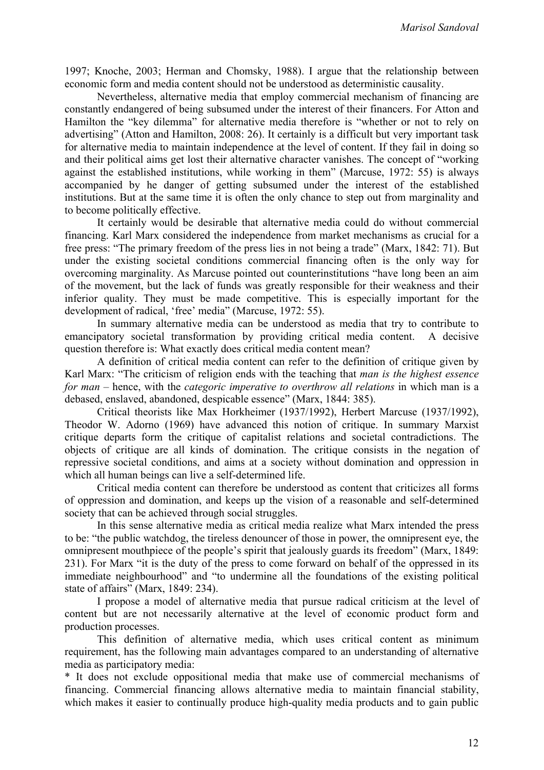1997; Knoche, 2003; Herman and Chomsky, 1988). I argue that the relationship between economic form and media content should not be understood as deterministic causality.

Nevertheless, alternative media that employ commercial mechanism of financing are constantly endangered of being subsumed under the interest of their financers. For Atton and Hamilton the "key dilemma" for alternative media therefore is "whether or not to rely on advertising" (Atton and Hamilton, 2008: 26). It certainly is a difficult but very important task for alternative media to maintain independence at the level of content. If they fail in doing so and their political aims get lost their alternative character vanishes. The concept of "working against the established institutions, while working in them" (Marcuse, 1972: 55) is always accompanied by he danger of getting subsumed under the interest of the established institutions. But at the same time it is often the only chance to step out from marginality and to become politically effective.

It certainly would be desirable that alternative media could do without commercial financing. Karl Marx considered the independence from market mechanisms as crucial for a free press: "The primary freedom of the press lies in not being a trade" (Marx, 1842: 71). But under the existing societal conditions commercial financing often is the only way for overcoming marginality. As Marcuse pointed out counterinstitutions "have long been an aim of the movement, but the lack of funds was greatly responsible for their weakness and their inferior quality. They must be made competitive. This is especially important for the development of radical, 'free' media" (Marcuse, 1972: 55).

In summary alternative media can be understood as media that try to contribute to emancipatory societal transformation by providing critical media content. A decisive question therefore is: What exactly does critical media content mean?

A definition of critical media content can refer to the definition of critique given by Karl Marx: "The criticism of religion ends with the teaching that *man is the highest essence for man* – hence, with the *categoric imperative to overthrow all relations* in which man is a debased, enslaved, abandoned, despicable essence" (Marx, 1844: 385).

Critical theorists like Max Horkheimer (1937/1992), Herbert Marcuse (1937/1992), Theodor W. Adorno (1969) have advanced this notion of critique. In summary Marxist critique departs form the critique of capitalist relations and societal contradictions. The objects of critique are all kinds of domination. The critique consists in the negation of repressive societal conditions, and aims at a society without domination and oppression in which all human beings can live a self-determined life.

Critical media content can therefore be understood as content that criticizes all forms of oppression and domination, and keeps up the vision of a reasonable and self-determined society that can be achieved through social struggles.

In this sense alternative media as critical media realize what Marx intended the press to be: "the public watchdog, the tireless denouncer of those in power, the omnipresent eye, the omnipresent mouthpiece of the people's spirit that jealously guards its freedom" (Marx, 1849: 231). For Marx "it is the duty of the press to come forward on behalf of the oppressed in its immediate neighbourhood" and "to undermine all the foundations of the existing political state of affairs" (Marx, 1849: 234).

I propose a model of alternative media that pursue radical criticism at the level of content but are not necessarily alternative at the level of economic product form and production processes.

This definition of alternative media, which uses critical content as minimum requirement, has the following main advantages compared to an understanding of alternative media as participatory media:

* It does not exclude oppositional media that make use of commercial mechanisms of financing. Commercial financing allows alternative media to maintain financial stability, which makes it easier to continually produce high-quality media products and to gain public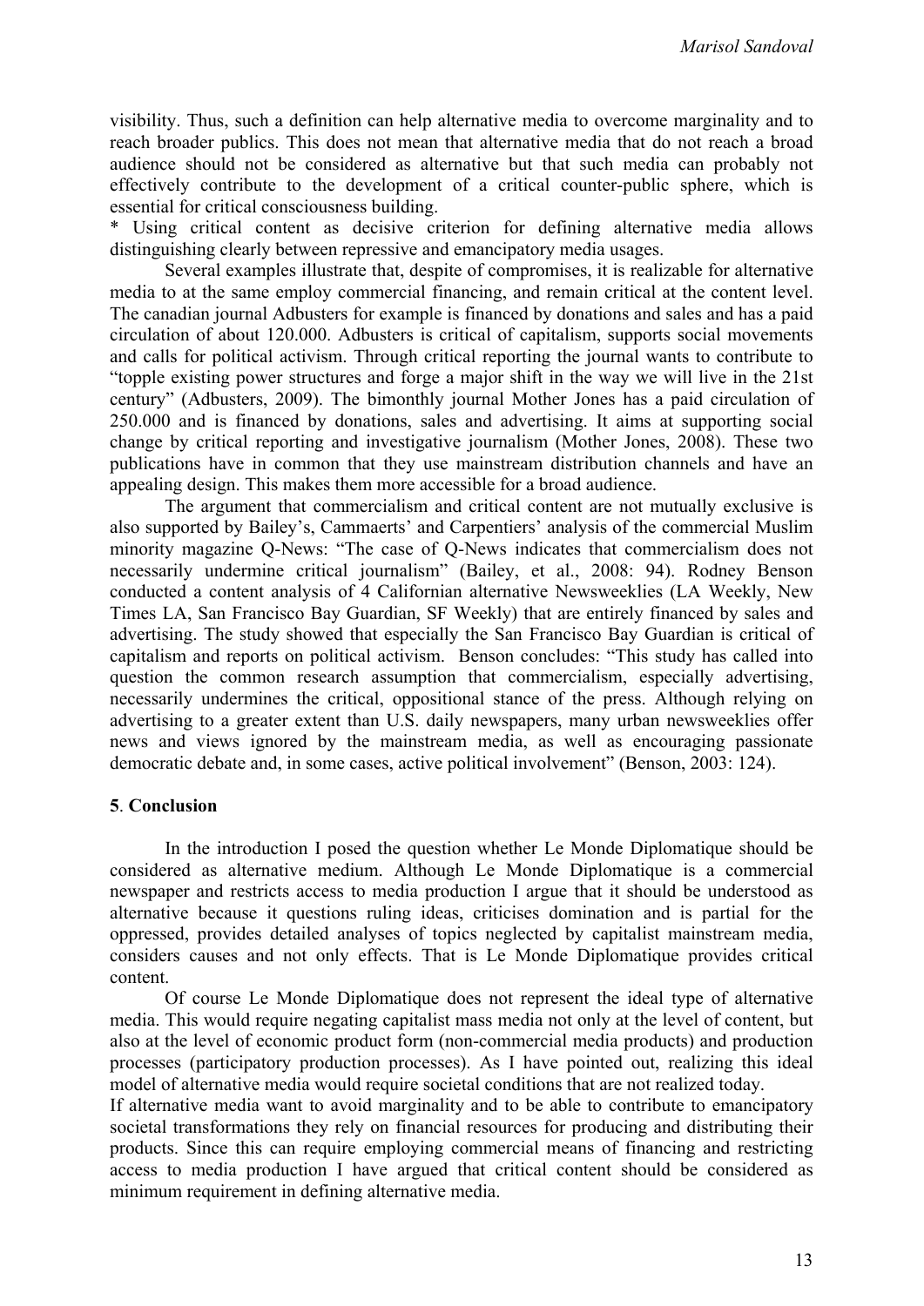visibility. Thus, such a definition can help alternative media to overcome marginality and to reach broader publics. This does not mean that alternative media that do not reach a broad audience should not be considered as alternative but that such media can probably not effectively contribute to the development of a critical counter-public sphere, which is essential for critical consciousness building.

* Using critical content as decisive criterion for defining alternative media allows distinguishing clearly between repressive and emancipatory media usages.

Several examples illustrate that, despite of compromises, it is realizable for alternative media to at the same employ commercial financing, and remain critical at the content level. The canadian journal Adbusters for example is financed by donations and sales and has a paid circulation of about 120.000. Adbusters is critical of capitalism, supports social movements and calls for political activism. Through critical reporting the journal wants to contribute to "topple existing power structures and forge a major shift in the way we will live in the 21st century" (Adbusters, 2009). The bimonthly journal Mother Jones has a paid circulation of 250.000 and is financed by donations, sales and advertising. It aims at supporting social change by critical reporting and investigative journalism (Mother Jones, 2008). These two publications have in common that they use mainstream distribution channels and have an appealing design. This makes them more accessible for a broad audience.

The argument that commercialism and critical content are not mutually exclusive is also supported by Bailey's, Cammaerts' and Carpentiers' analysis of the commercial Muslim minority magazine Q-News: "The case of Q-News indicates that commercialism does not necessarily undermine critical journalism" (Bailey, et al., 2008: 94). Rodney Benson conducted a content analysis of 4 Californian alternative Newsweeklies (LA Weekly, New Times LA, San Francisco Bay Guardian, SF Weekly) that are entirely financed by sales and advertising. The study showed that especially the San Francisco Bay Guardian is critical of capitalism and reports on political activism. Benson concludes: "This study has called into question the common research assumption that commercialism, especially advertising, necessarily undermines the critical, oppositional stance of the press. Although relying on advertising to a greater extent than U.S. daily newspapers, many urban newsweeklies offer news and views ignored by the mainstream media, as well as encouraging passionate democratic debate and, in some cases, active political involvement" (Benson, 2003: 124).

## 5. Conclusion

In the introduction I posed the question whether Le Monde Diplomatique should be considered as alternative medium. Although Le Monde Diplomatique is a commercial newspaper and restricts access to media production I argue that it should be understood as alternative because it questions ruling ideas, criticises domination and is partial for the oppressed, provides detailed analyses of topics neglected by capitalist mainstream media, considers causes and not only effects. That is Le Monde Diplomatique provides critical content.

Of course Le Monde Diplomatique does not represent the ideal type of alternative media. This would require negating capitalist mass media not only at the level of content, but also at the level of economic product form (non-commercial media products) and production processes (participatory production processes). As I have pointed out, realizing this ideal model of alternative media would require societal conditions that are not realized today.

If alternative media want to avoid marginality and to be able to contribute to emancipatory societal transformations they rely on financial resources for producing and distributing their products. Since this can require employing commercial means of financing and restricting access to media production I have argued that critical content should be considered as minimum requirement in defining alternative media.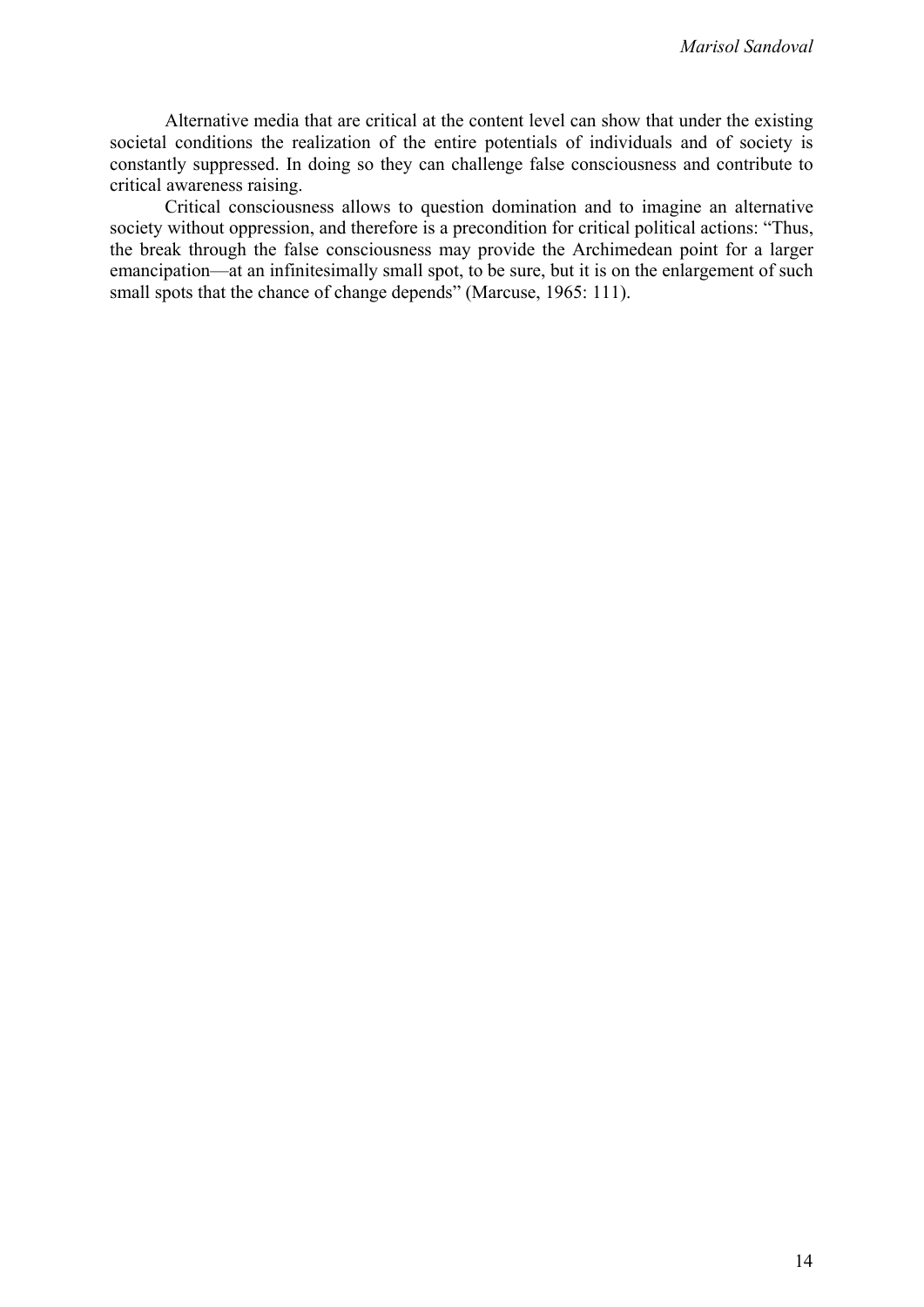Alternative media that are critical at the content level can show that under the existing societal conditions the realization of the entire potentials of individuals and of society is constantly suppressed. In doing so they can challenge false consciousness and contribute to critical awareness raising.

Critical consciousness allows to question domination and to imagine an alternative society without oppression, and therefore is a precondition for critical political actions: "Thus, the break through the false consciousness may provide the Archimedean point for a larger emancipation—at an infinitesimally small spot, to be sure, but it is on the enlargement of such small spots that the chance of change depends" (Marcuse, 1965: 111).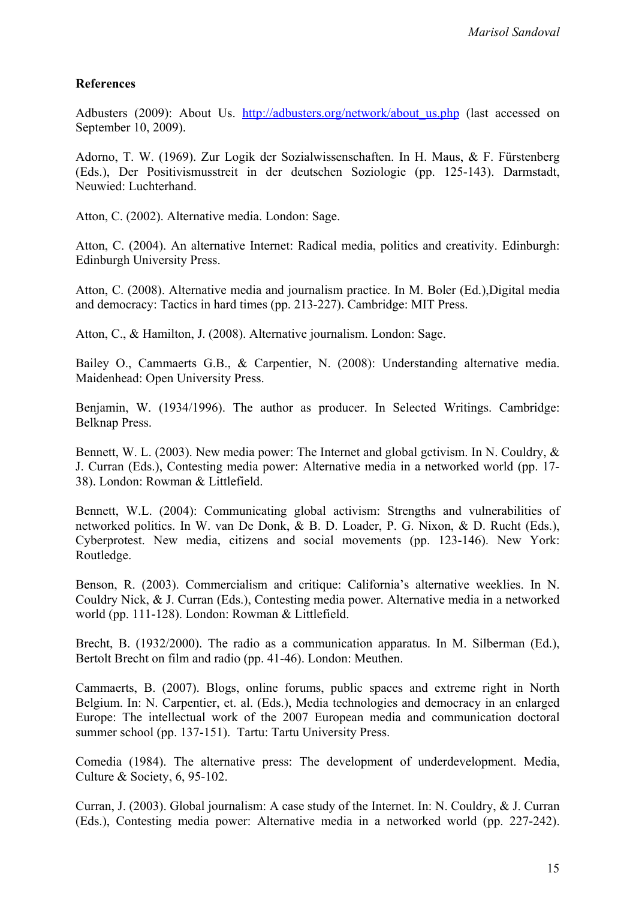**References**

Adbusters (2009): About Us. http://adbusters.org/network/about_us.php (last accessed on September 10, 2009).

Adorno, T. W. (1969). Zur Logik der Sozialwissenschaften. In H. Maus, & F. Fürstenberg (Eds.), Der Positivismusstreit in der deutschen Soziologie (pp. 125-143). Darmstadt, Neuwied: Luchterhand.

Atton, C. (2002). Alternative media. London: Sage.

Atton, C. (2004). An alternative Internet: Radical media, politics and creativity. Edinburgh: Edinburgh University Press.

Atton, C. (2008). Alternative media and journalism practice. In M. Boler (Ed.),Digital media and democracy: Tactics in hard times (pp. 213-227). Cambridge: MIT Press.

Atton, C., & Hamilton, J. (2008). Alternative journalism. London: Sage.

Bailey O., Cammaerts G.B., & Carpentier, N. (2008): Understanding alternative media. Maidenhead: Open University Press.

Benjamin, W. (1934/1996). The author as producer. In Selected Writings. Cambridge: Belknap Press.

Bennett, W. L. (2003). New media power: The Internet and global gctivism. In N. Couldry, & J. Curran (Eds.), Contesting media power: Alternative media in a networked world (pp. 17-38). London: Rowman & Littlefield.

Bennett, W.L. (2004): Communicating global activism: Strengths and vulnerabilities of networked politics. In W. van De Donk, & B. D. Loader, P. G. Nixon, & D. Rucht (Eds.), Cyberprotest. New media, citizens and social movements (pp. 123-146). New York: Routledge.

Benson, R. (2003). Commercialism and critique: California's alternative weeklies. In N. Couldry Nick, & J. Curran (Eds.), Contesting media power. Alternative media in a networked world (pp. 111-128). London: Rowman & Littlefield.

Brecht, B. (1932/2000). The radio as a communication apparatus. In M. Silberman (Ed.), Bertolt Brecht on film and radio (pp. 41-46). London: Meuthen.

Cammaerts, B. (2007). Blogs, online forums, public spaces and extreme right in North Belgium. In: N. Carpentier, et. al. (Eds.), Media technologies and democracy in an enlarged Europe: The intellectual work of the 2007 European media and communication doctoral summer school (pp. 137-151). Tartu: Tartu University Press.

Comedia (1984). The alternative press: The development of underdevelopment. Media, Culture & Society, 6, 95-102.

Curran, J. (2003). Global journalism: A case study of the Internet. In: N. Couldry, & J. Curran (Eds.), Contesting media power: Alternative media in a networked world (pp. 227-242).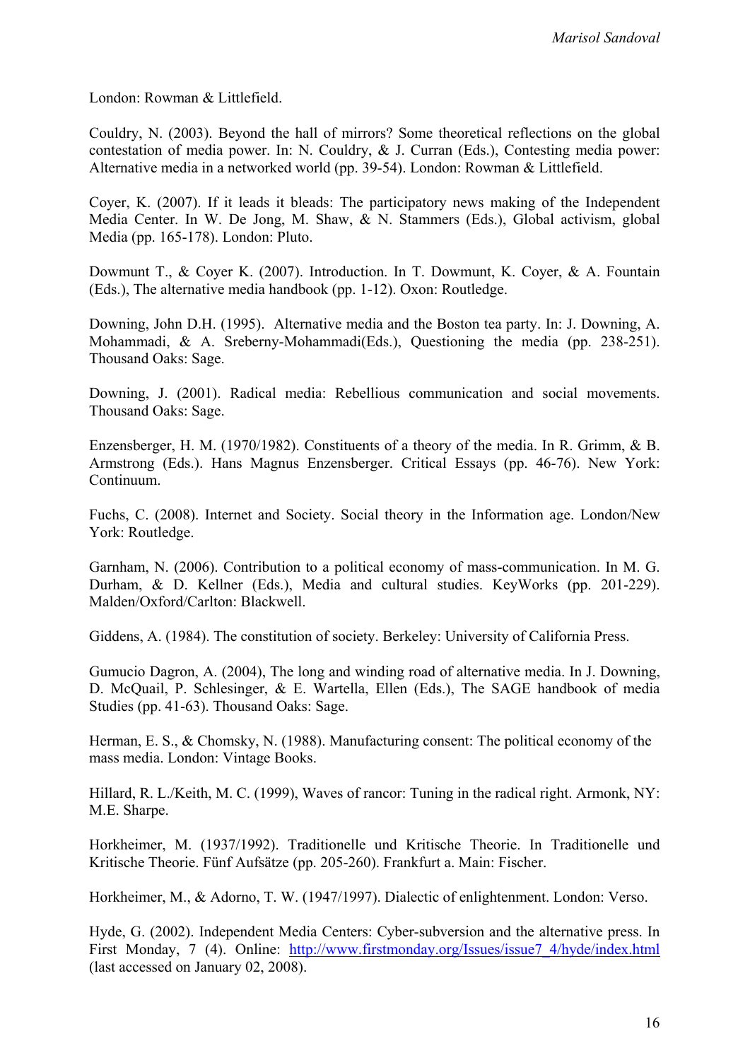London: Rowman & Littlefield.

Couldry, N. (2003). Beyond the hall of mirrors? Some theoretical reflections on the global contestation of media power. In: N. Couldry, & J. Curran (Eds.), Contesting media power: Alternative media in a networked world (pp. 39-54). London: Rowman & Littlefield.

Coyer, K. (2007). If it leads it bleads: The participatory news making of the Independent Media Center. In W. De Jong, M. Shaw, & N. Stammers (Eds.), Global activism, global Media (pp. 165-178). London: Pluto.

Dowmunt T., & Coyer K. (2007). Introduction. In T. Dowmunt, K. Coyer, & A. Fountain (Eds.), The alternative media handbook (pp. 1-12). Oxon: Routledge.

Downing, John D.H. (1995). Alternative media and the Boston tea party. In: J. Downing, A. Mohammadi, & A. Sreberny-Mohammadi(Eds.), Questioning the media (pp. 238-251). Thousand Oaks: Sage.

Downing, J. (2001). Radical media: Rebellious communication and social movements. Thousand Oaks: Sage.

Enzensberger, H. M. (1970/1982). Constituents of a theory of the media. In R. Grimm, & B. Armstrong (Eds.). Hans Magnus Enzensberger. Critical Essays (pp. 46-76). New York: Continuum.

Fuchs, C. (2008). Internet and Society. Social theory in the Information age. London/New York: Routledge.

Garnham, N. (2006). Contribution to a political economy of mass-communication. In M. G. Durham, & D. Kellner (Eds.), Media and cultural studies. KeyWorks (pp. 201-229). Malden/Oxford/Carlton: Blackwell.

Giddens, A. (1984). The constitution of society. Berkeley: University of California Press.

Gumucio Dagron, A. (2004), The long and winding road of alternative media. In J. Downing, D. McQuail, P. Schlesinger, & E. Wartella, Ellen (Eds.), The SAGE handbook of media Studies (pp. 41-63). Thousand Oaks: Sage.

Herman, E. S., & Chomsky, N. (1988). Manufacturing consent: The political economy of the mass media. London: Vintage Books.

Hillard, R. L./Keith, M. C. (1999), Waves of rancor: Tuning in the radical right. Armonk, NY: M.E. Sharpe.

Horkheimer, M. (1937/1992). Traditionelle und Kritische Theorie. In Traditionelle und Kritische Theorie. Fünf Aufsätze (pp. 205-260). Frankfurt a. Main: Fischer.

Horkheimer, M., & Adorno, T. W. (1947/1997). Dialectic of enlightenment. London: Verso.

Hyde, G. (2002). Independent Media Centers: Cyber-subversion and the alternative press. In First Monday, 7 (4). Online: http://www.firstmonday.org/Issues/issue7_4/hyde/index.html (last accessed on January 02, 2008).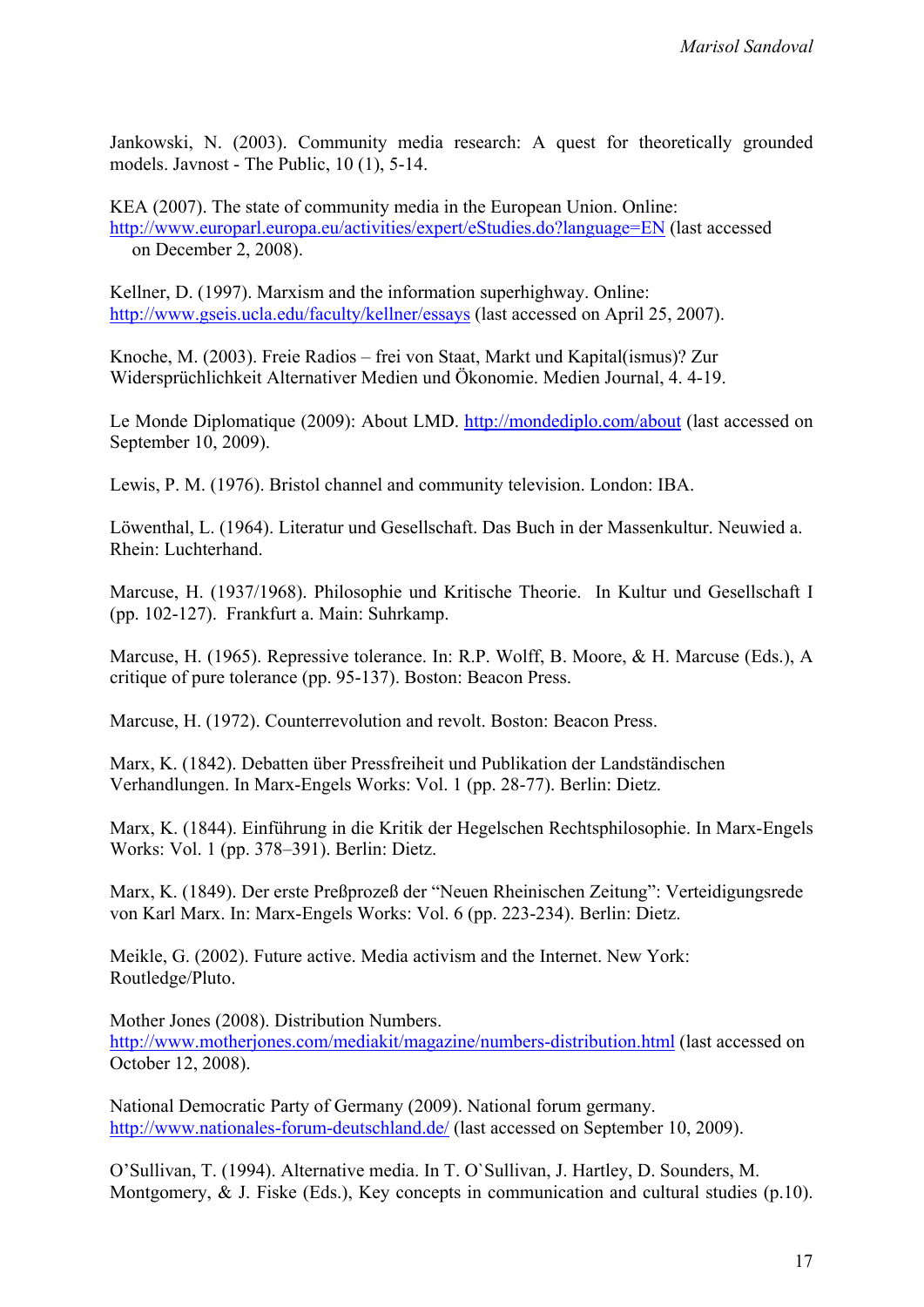Jankowski, N. (2003). Community media research: A quest for theoretically grounded models. Javnost - The Public, 10 (1), 5-14.

KEA (2007). The state of community media in the European Union. Online: http://www.europarl.europa.eu/activities/expert/eStudies.do?language=EN (last accessed on December 2, 2008).

Kellner, D. (1997). Marxism and the information superhighway. Online: http://www.gseis.ucla.edu/faculty/kellner/essays (last accessed on April 25, 2007).

Knoche, M. (2003). Freie Radios – frei von Staat, Markt und Kapital(ismus)? Zur Widersprüchlichkeit Alternativer Medien und Ökonomie. Medien Journal, 4. 4-19.

Le Monde Diplomatique (2009): About LMD. http://mondediplo.com/about (last accessed on September 10, 2009).

Lewis, P. M. (1976). Bristol channel and community television. London: IBA.

Löwenthal, L. (1964). Literatur und Gesellschaft. Das Buch in der Massenkultur. Neuwied a. Rhein: Luchterhand.

Marcuse, H. (1937/1968). Philosophie und Kritische Theorie. In Kultur und Gesellschaft I (pp. 102-127). Frankfurt a. Main: Suhrkamp.

Marcuse, H. (1965). Repressive tolerance. In: R.P. Wolff, B. Moore, & H. Marcuse (Eds.), A critique of pure tolerance (pp. 95-137). Boston: Beacon Press.

Marcuse, H. (1972). Counterrevolution and revolt. Boston: Beacon Press.

Marx, K. (1842). Debatten über Pressfreiheit und Publikation der Landständischen Verhandlungen. In Marx-Engels Works: Vol. 1 (pp. 28-77). Berlin: Dietz.

Marx, K. (1844). Einführung in die Kritik der Hegelschen Rechtsphilosophie. In Marx-Engels Works: Vol. 1 (pp. 378–391). Berlin: Dietz.

Marx, K. (1849). Der erste Preßprozeß der "Neuen Rheinischen Zeitung": Verteidigungsrede von Karl Marx. In: Marx-Engels Works: Vol. 6 (pp. 223-234). Berlin: Dietz.

Meikle, G. (2002). Future active. Media activism and the Internet. New York: Routledge/Pluto.

Mother Jones (2008). Distribution Numbers. http://www.motherjones.com/mediakit/magazine/numbers-distribution.html (last accessed on October 12, 2008).

National Democratic Party of Germany (2009). National forum germany. http://www.nationales-forum-deutschland.de/ (last accessed on September 10, 2009).

O'Sullivan, T. (1994). Alternative media. In T. O`Sullivan, J. Hartley, D. Sounders, M. Montgomery, & J. Fiske (Eds.), Key concepts in communication and cultural studies (p.10).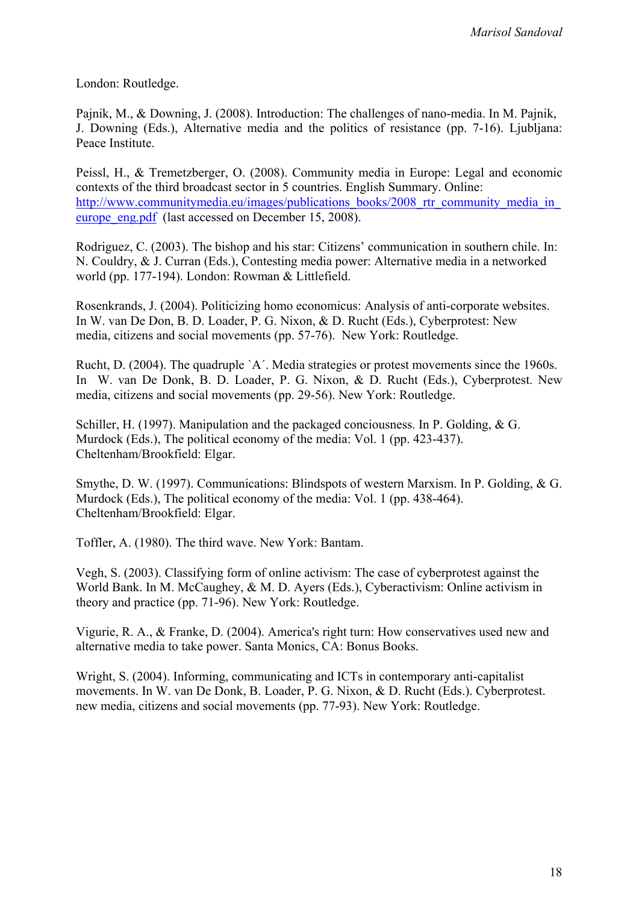London: Routledge.

Pajnik, M., & Downing, J. (2008). Introduction: The challenges of nano-media. In M. Pajnik, J. Downing (Eds.), Alternative media and the politics of resistance (pp. 7-16). Ljubljana: Peace Institute.

Peissl, H., & Tremetzberger, O. (2008). Community media in Europe: Legal and economic contexts of the third broadcast sector in 5 countries. English Summary. Online: [http://www.communitymedia.eu/images/publications_books/2008_rtr_community_media_in_europe_eng.pdf](http://www.communitymedia.eu/images/publications_books/2008_rtr_community_media_in_europe_eng.pdf) (last accessed on December 15, 2008).

Rodriguez, C. (2003). The bishop and his star: Citizens' communication in southern chile. In: N. Couldry, & J. Curran (Eds.), Contesting media power: Alternative media in a networked world (pp. 177-194). London: Rowman & Littlefield.

Rosenkrands, J. (2004). Politicizing homo economicus: Analysis of anti-corporate websites. In W. van De Don, B. D. Loader, P. G. Nixon, & D. Rucht (Eds.), Cyberprotest: New media, citizens and social movements (pp. 57-76). New York: Routledge.

Rucht, D. (2004). The quadruple `A´. Media strategies or protest movements since the 1960s. In W. van De Donk, B. D. Loader, P. G. Nixon, & D. Rucht (Eds.), Cyberprotest. New media, citizens and social movements (pp. 29-56). New York: Routledge.

Schiller, H. (1997). Manipulation and the packaged conciousness. In P. Golding, & G. Murdock (Eds.), The political economy of the media: Vol. 1 (pp. 423-437). Cheltenham/Brookfield: Elgar.

Smythe, D. W. (1997). Communications: Blindspots of western Marxism. In P. Golding, & G. Murdock (Eds.), The political economy of the media: Vol. 1 (pp. 438-464). Cheltenham/Brookfield: Elgar.

Toffler, A. (1980). The third wave. New York: Bantam.

Vegh, S. (2003). Classifying form of online activism: The case of cyberprotest against the World Bank. In M. McCaughey, & M. D. Ayers (Eds.), Cyberactivism: Online activism in theory and practice (pp. 71-96). New York: Routledge.

Vigurie, R. A., & Franke, D. (2004). America's right turn: How conservatives used new and alternative media to take power. Santa Monics, CA: Bonus Books.

Wright, S. (2004). Informing, communicating and ICTs in contemporary anti-capitalist movements. In W. van De Donk, B. Loader, P. G. Nixon, & D. Rucht (Eds.). Cyberprotest. new media, citizens and social movements (pp. 77-93). New York: Routledge.